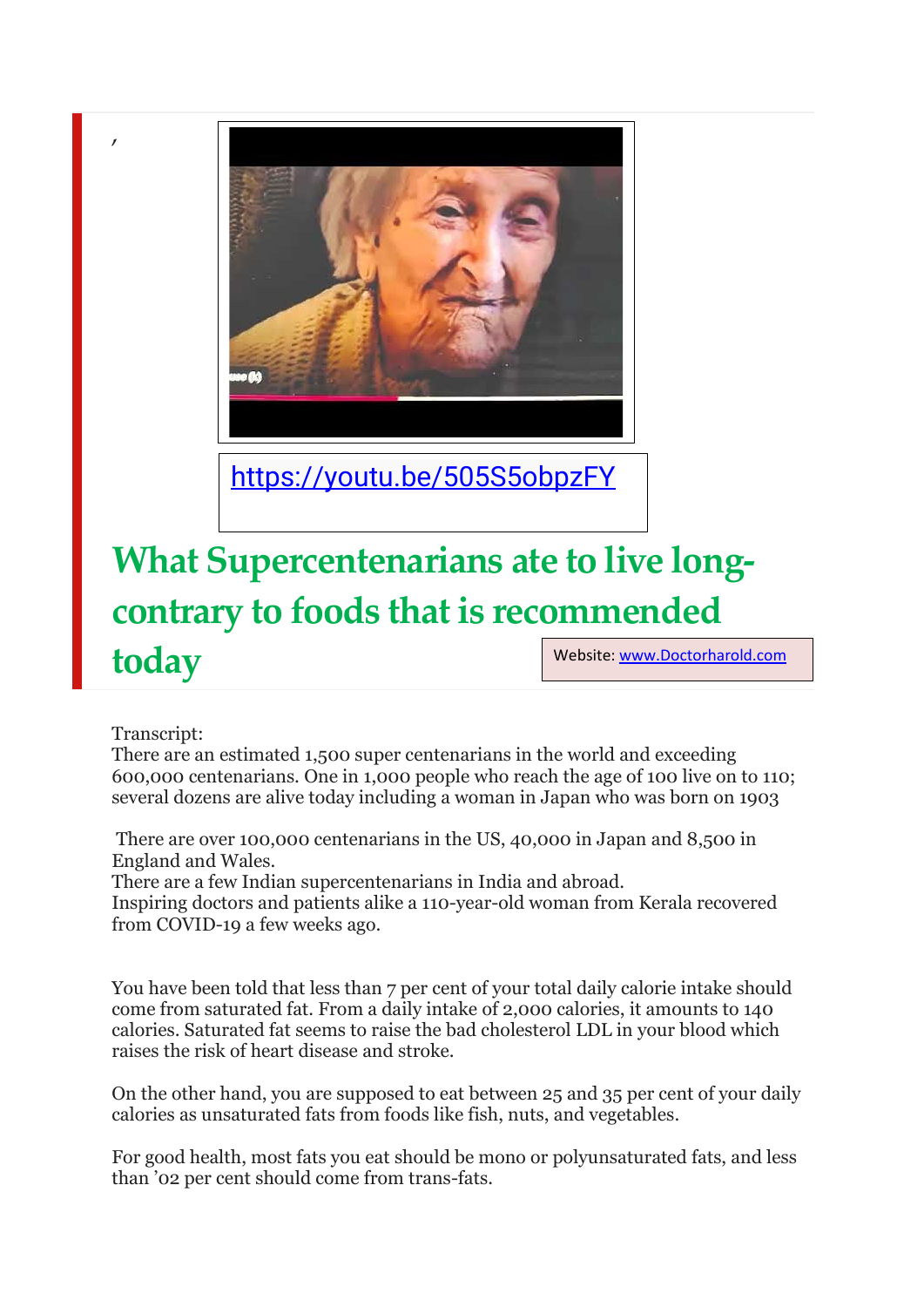’

https://youtu.be/505S5obpzFY

# What Supercentenarians ate to live long- contrary to foods that is recommended today

Website: www.Doctorharold.com

Transcript:
There are an estimated 1,500 super centenarians in the world and exceeding 600,000 centenarians. One in 1,000 people who reach the age of 100 live on to 110; several dozens are alive today including a woman in Japan who was born on 1903

There are over 100,000 centenarians in the US, 40,000 in Japan and 8,500 in England and Wales.
There are a few Indian supercentenarians in India and abroad.
Inspiring doctors and patients alike a 110-year-old woman from Kerala recovered from COVID-19 a few weeks ago.

You have been told that less than 7 per cent of your total daily calorie intake should come from saturated fat. From a daily intake of 2,000 calories, it amounts to 140 calories. Saturated fat seems to raise the bad cholesterol LDL in your blood which raises the risk of heart disease and stroke.

On the other hand, you are supposed to eat between 25 and 35 per cent of your daily calories as unsaturated fats from foods like fish, nuts, and vegetables.

For good health, most fats you eat should be mono or polyunsaturated fats, and less than ’02 per cent should come from trans-fats.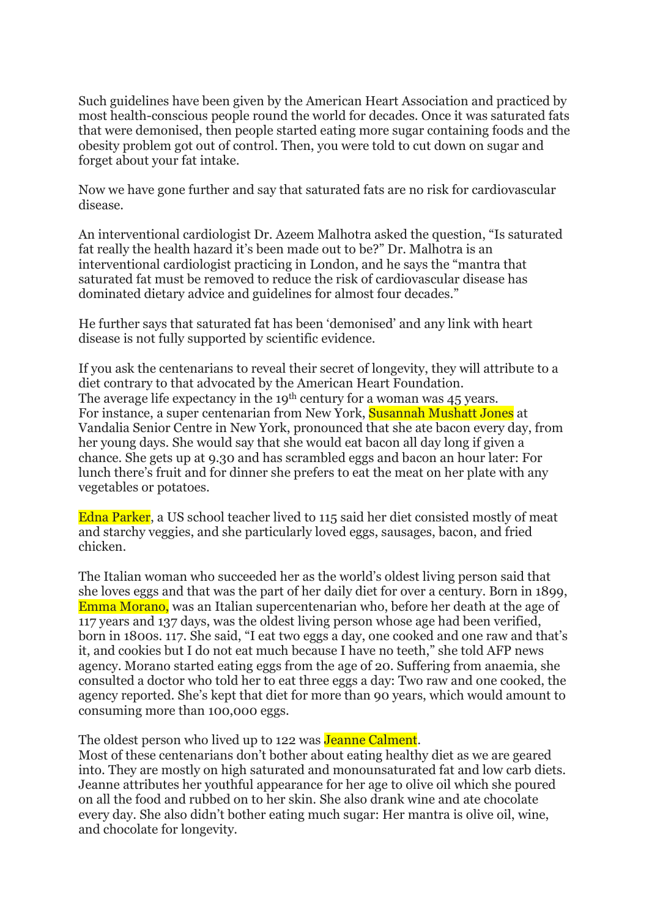Such guidelines have been given by the American Heart Association and practiced by most health-conscious people round the world for decades. Once it was saturated fats that were demonised, then people started eating more sugar containing foods and the obesity problem got out of control. Then, you were told to cut down on sugar and forget about your fat intake.

Now we have gone further and say that saturated fats are no risk for cardiovascular disease.

An interventional cardiologist Dr. Azeem Malhotra asked the question, "Is saturated fat really the health hazard it's been made out to be?" Dr. Malhotra is an interventional cardiologist practicing in London, and he says the "mantra that saturated fat must be removed to reduce the risk of cardiovascular disease has dominated dietary advice and guidelines for almost four decades."

He further says that saturated fat has been 'demonised' and any link with heart disease is not fully supported by scientific evidence.

If you ask the centenarians to reveal their secret of longevity, they will attribute to a diet contrary to that advocated by the American Heart Foundation.
The average life expectancy in the 19th century for a woman was 45 years.
For instance, a super centenarian from New York, Susannah Mushatt Jones at Vandalia Senior Centre in New York, pronounced that she ate bacon every day, from her young days. She would say that she would eat bacon all day long if given a chance. She gets up at 9.30 and has scrambled eggs and bacon an hour later: For lunch there's fruit and for dinner she prefers to eat the meat on her plate with any vegetables or potatoes.

Edna Parker, a US school teacher lived to 115 said her diet consisted mostly of meat and starchy veggies, and she particularly loved eggs, sausages, bacon, and fried chicken.

The Italian woman who succeeded her as the world's oldest living person said that she loves eggs and that was the part of her daily diet for over a century. Born in 1899, Emma Morano, was an Italian supercentenarian who, before her death at the age of 117 years and 137 days, was the oldest living person whose age had been verified, born in 1800s. 117. She said, "I eat two eggs a day, one cooked and one raw and that's it, and cookies but I do not eat much because I have no teeth," she told AFP news agency. Morano started eating eggs from the age of 20. Suffering from anaemia, she consulted a doctor who told her to eat three eggs a day: Two raw and one cooked, the agency reported. She's kept that diet for more than 90 years, which would amount to consuming more than 100,000 eggs.

The oldest person who lived up to 122 was Jeanne Calment.
Most of these centenarians don't bother about eating healthy diet as we are geared into. They are mostly on high saturated and monounsaturated fat and low carb diets. Jeanne attributes her youthful appearance for her age to olive oil which she poured on all the food and rubbed on to her skin. She also drank wine and ate chocolate every day. She also didn't bother eating much sugar: Her mantra is olive oil, wine, and chocolate for longevity.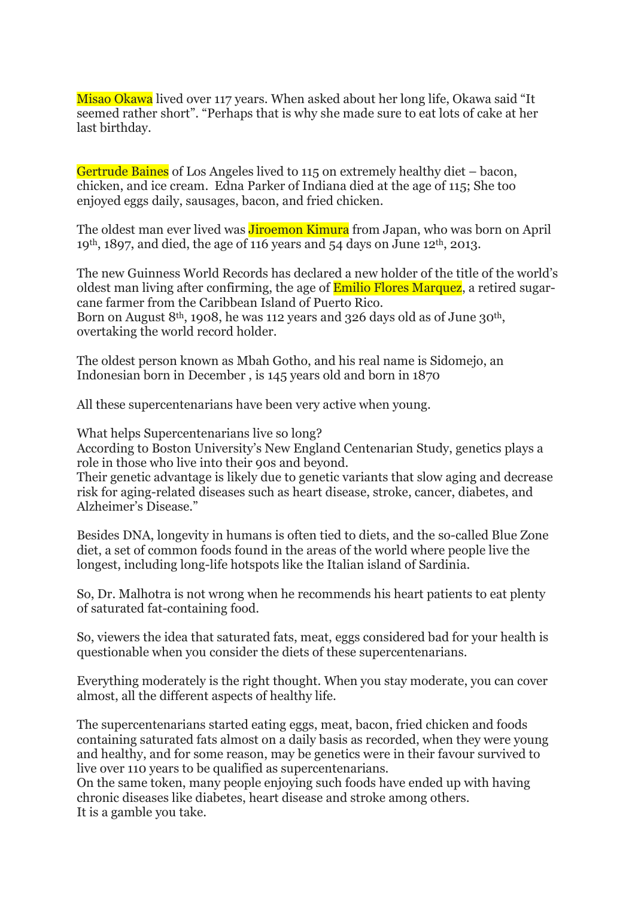Misao Okawa lived over 117 years. When asked about her long life, Okawa said "It seemed rather short". "Perhaps that is why she made sure to eat lots of cake at her last birthday.

Gertrude Baines of Los Angeles lived to 115 on extremely healthy diet – bacon, chicken, and ice cream. Edna Parker of Indiana died at the age of 115; She too enjoyed eggs daily, sausages, bacon, and fried chicken.

The oldest man ever lived was Jiroemon Kimura from Japan, who was born on April 19th, 1897, and died, the age of 116 years and 54 days on June 12th, 2013.

The new Guinness World Records has declared a new holder of the title of the world's oldest man living after confirming, the age of Emilio Flores Marquez, a retired sugar-cane farmer from the Caribbean Island of Puerto Rico.
Born on August 8th, 1908, he was 112 years and 326 days old as of June 30th, overtaking the world record holder.

The oldest person known as Mbah Gotho, and his real name is Sidomejo, an Indonesian born in December , is 145 years old and born in 1870

All these supercentenarians have been very active when young.

What helps Supercentenarians live so long?
According to Boston University's New England Centenarian Study, genetics plays a role in those who live into their 90s and beyond.
Their genetic advantage is likely due to genetic variants that slow aging and decrease risk for aging-related diseases such as heart disease, stroke, cancer, diabetes, and Alzheimer's Disease."

Besides DNA, longevity in humans is often tied to diets, and the so-called Blue Zone diet, a set of common foods found in the areas of the world where people live the longest, including long-life hotspots like the Italian island of Sardinia.

So, Dr. Malhotra is not wrong when he recommends his heart patients to eat plenty of saturated fat-containing food.

So, viewers the idea that saturated fats, meat, eggs considered bad for your health is questionable when you consider the diets of these supercentenarians.

Everything moderately is the right thought. When you stay moderate, you can cover almost, all the different aspects of healthy life.

The supercentenarians started eating eggs, meat, bacon, fried chicken and foods containing saturated fats almost on a daily basis as recorded, when they were young and healthy, and for some reason, may be genetics were in their favour survived to live over 110 years to be qualified as supercentenarians.
On the same token, many people enjoying such foods have ended up with having chronic diseases like diabetes, heart disease and stroke among others.
It is a gamble you take.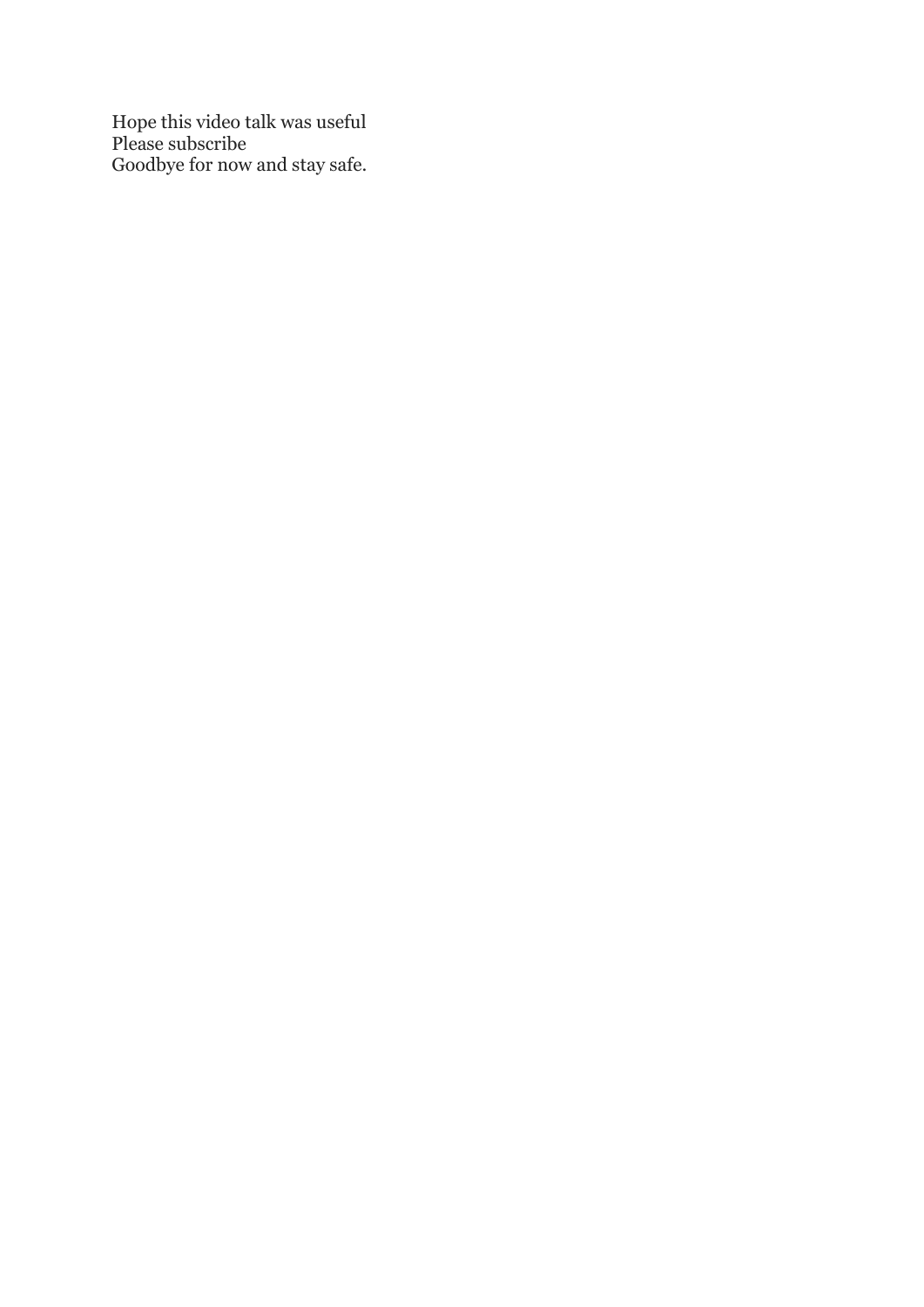Hope this video talk was useful
Please subscribe
Goodbye for now and stay safe.